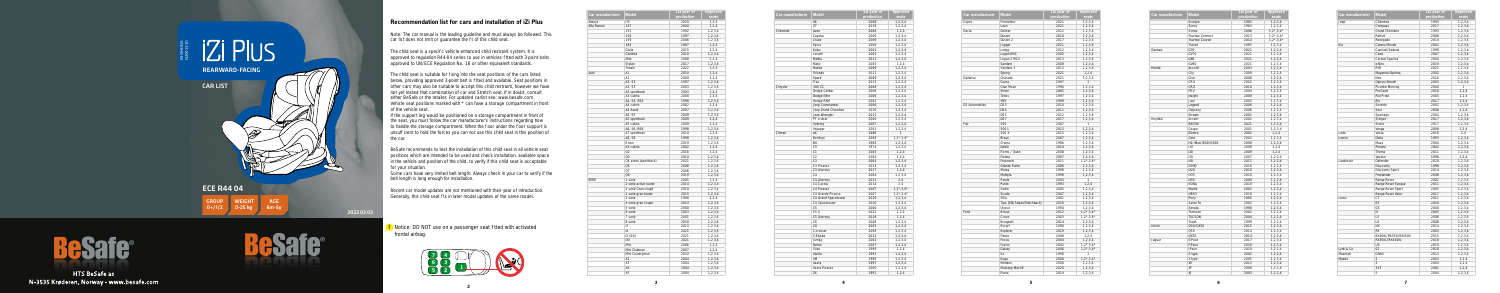# iZi Plus

REARWARD-FACING

CAR LIST

ECE R44 04

| GROUP | WEIGHT | AGE |
|---|---|---|
| 0+/1/2 | 0-25 kg | 6m-6y |

2022 02 00

HTS BeSafe as
N-3535 Krøderen, Norway - www.besafe.com

## Recommendation list for cars and installation of iZi Plus

Note: The car manual is the leading guideline and must always be followed. This car list does not limit or guarantee the fit of this child seat.

The child seat is a specific vehicle enhanced child restraint system. It is approved to regulation R44-04 series to use in vehicles fitted with 3-point belts approved to UN/ECE Regulation No. 16 or other equivalent standards.

The child seat is suitable for fixing into the seat positions of the cars listed below, providing approved 3 point belt is fitted and available. Seat positions in other cars may also be suitable to accept this child restraint, however we have not yet tested that combination of car and Stretch seat. If in doubt, consult either BeSafe or the retailer. For updated car list: www.besafe.com

Vehicle seat positions marked with * can have a storage compartment in front of the vehicle seat.

If the support leg would be positioned on a storage compartment in front of the seat, you must follow the car manufacturer's instructions regarding how to handle the storage compartment. When the floor under the foot support is unsafe/not to hold the forces you can not use this child seat in this position of the car.

BeSafe recommends to test the installation of this child seat in all vehicle seat positions which are intended to be used and check installation, available space in the vehicle and position of the child, to verify if this child seat is acceptable for your situation.

Some cars have very limited belt length. Always check in your car to verify if the belt length is long enough for installation.

Recent car model updates are not mentioned with their year of introduction. Generally, this child seat fits in later model updates of the same model.

⚠ Notice: DO NOT use on a passenger seat fitted with activated frontal airbag.